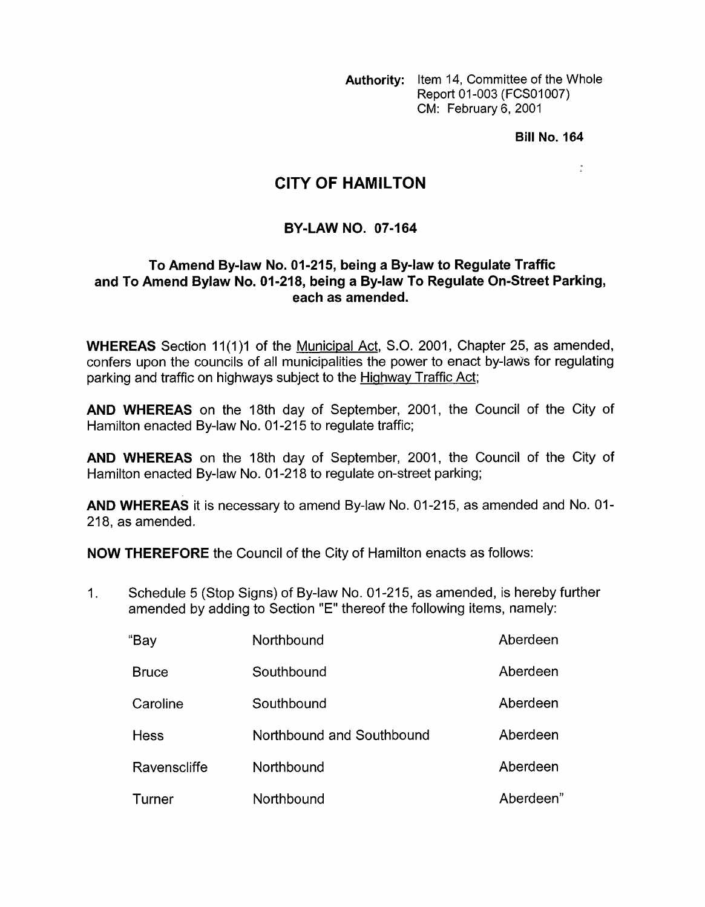**Authority:** Item 14, Committee of the Whole
Report 01-003 (FCS01007)
CM: February 6, 2001

**Bill No. 164**

# CITY OF HAMILTON

## BY-LAW NO. 07-164

### To Amend By-law No. 01-215, being a By-law to Regulate Traffic and To Amend Bylaw No. 01-218, being a By-law To Regulate On-Street Parking, each as amended.

**WHEREAS** Section 11(1)1 of the Municipal Act, S.O. 2001, Chapter 25, as amended, confers upon the councils of all municipalities the power to enact by-laws for regulating parking and traffic on highways subject to the Highway Traffic Act;

**AND WHEREAS** on the 18th day of September, 2001, the Council of the City of Hamilton enacted By-law No. 01-215 to regulate traffic;

**AND WHEREAS** on the 18th day of September, 2001, the Council of the City of Hamilton enacted By-law No. 01-218 to regulate on-street parking;

**AND WHEREAS** it is necessary to amend By-law No. 01-215, as amended and No. 01-218, as amended.

**NOW THEREFORE** the Council of the City of Hamilton enacts as follows:

1. Schedule 5 (Stop Signs) of By-law No. 01-215, as amended, is hereby further amended by adding to Section "E" thereof the following items, namely:

| | | |
|---|---|---|
| "Bay | Northbound | Aberdeen |
| Bruce | Southbound | Aberdeen |
| Caroline | Southbound | Aberdeen |
| Hess | Northbound and Southbound | Aberdeen |
| Ravenscliffe | Northbound | Aberdeen |
| Turner | Northbound | Aberdeen" |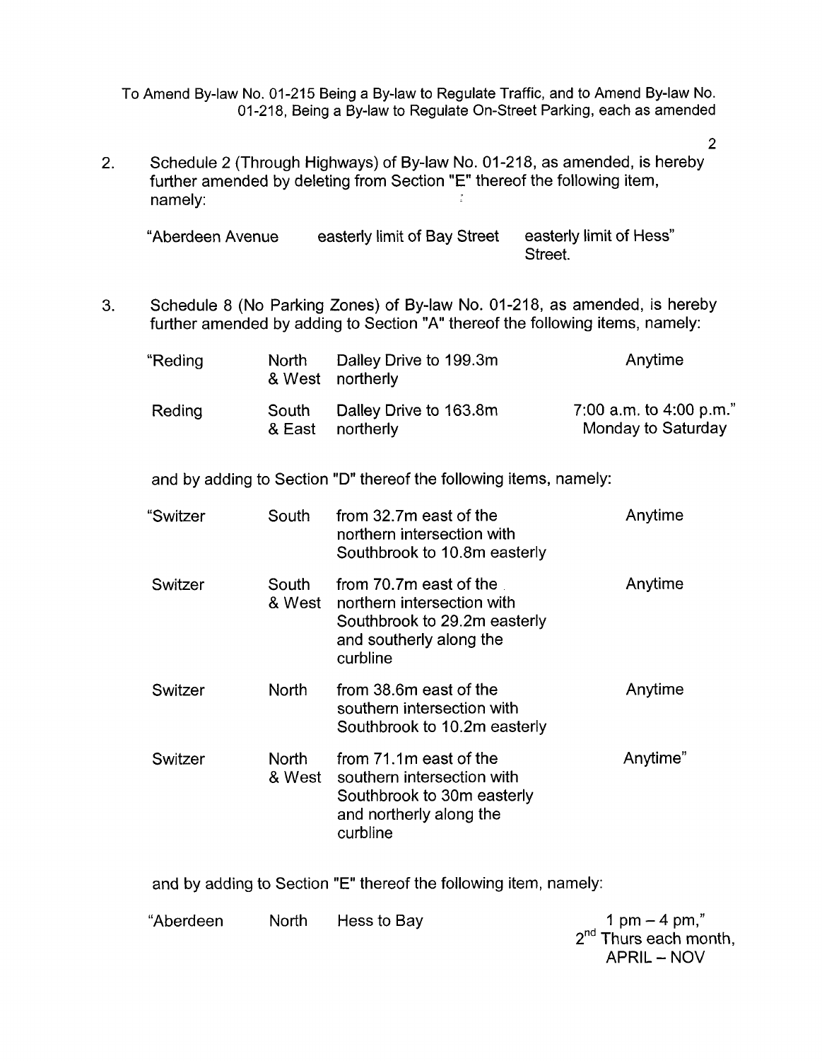2. Schedule 2 (Through Highways) of By-law No. 01-218, as amended, is hereby further amended by deleting from Section "E" thereof the following item, namely:

| | | |
|---|---|---|
| "Aberdeen Avenue | easterly limit of Bay Street | easterly limit of Hess" Street. |

3. Schedule 8 (No Parking Zones) of By-law No. 01-218, as amended, is hereby further amended by adding to Section "A" thereof the following items, namely:

| | | | |
|---|---|---|---|
| "Reding | North & West | Dalley Drive to 199.3m northerly | Anytime |
| Reding | South & East | Dalley Drive to 163.8m northerly | 7:00 a.m. to 4:00 p.m." Monday to Saturday |

and by adding to Section "D" thereof the following items, namely:

| | | | |
|---|---|---|---|
| "Switzer | South | from 32.7m east of the northern intersection with Southbrook to 10.8m easterly | Anytime |
| Switzer | South & West | from 70.7m east of the northern intersection with Southbrook to 29.2m easterly and southerly along the curbline | Anytime |
| Switzer | North | from 38.6m east of the southern intersection with Southbrook to 10.2m easterly | Anytime |
| Switzer | North & West | from 71.1m east of the southern intersection with Southbrook to 30m easterly and northerly along the curbline | Anytime" |

and by adding to Section "E" thereof the following item, namely:

| | | | |
|---|---|---|---|
| "Aberdeen | North | Hess to Bay | 1 pm – 4 pm," 2nd Thurs each month, APRIL – NOV |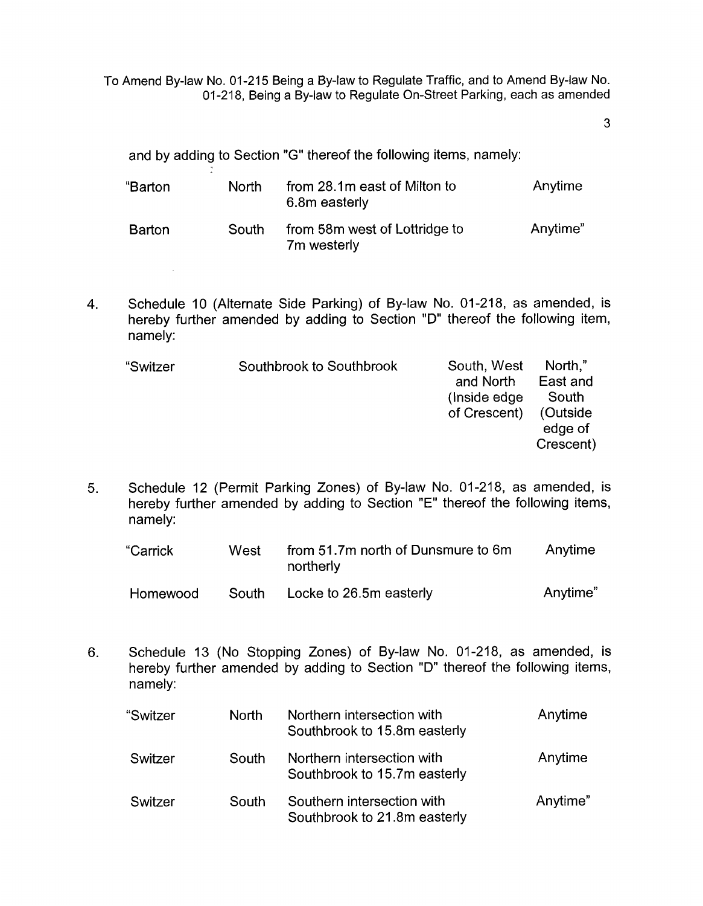and by adding to Section "G" thereof the following items, namely:

| | | | |
|---|---|---|---|
| "Barton | North | from 28.1m east of Milton to 6.8m easterly | Anytime |
| Barton | South | from 58m west of Lottridge to 7m westerly | Anytime" |

4. Schedule 10 (Alternate Side Parking) of By-law No. 01-218, as amended, is hereby further amended by adding to Section "D" thereof the following item, namely:

| | | | |
|---|---|---|---|
| "Switzer | Southbrook to Southbrook | South, West and North (Inside edge of Crescent) | North," East and South (Outside edge of Crescent) |

5. Schedule 12 (Permit Parking Zones) of By-law No. 01-218, as amended, is hereby further amended by adding to Section "E" thereof the following items, namely:

| | | | |
|---|---|---|---|
| "Carrick | West | from 51.7m north of Dunsmure to 6m northerly | Anytime |
| Homewood | South | Locke to 26.5m easterly | Anytime" |

6. Schedule 13 (No Stopping Zones) of By-law No. 01-218, as amended, is hereby further amended by adding to Section "D" thereof the following items, namely:

| | | | |
|---|---|---|---|
| "Switzer | North | Northern intersection with Southbrook to 15.8m easterly | Anytime |
| Switzer | South | Northern intersection with Southbrook to 15.7m easterly | Anytime |
| Switzer | South | Southern intersection with Southbrook to 21.8m easterly | Anytime" |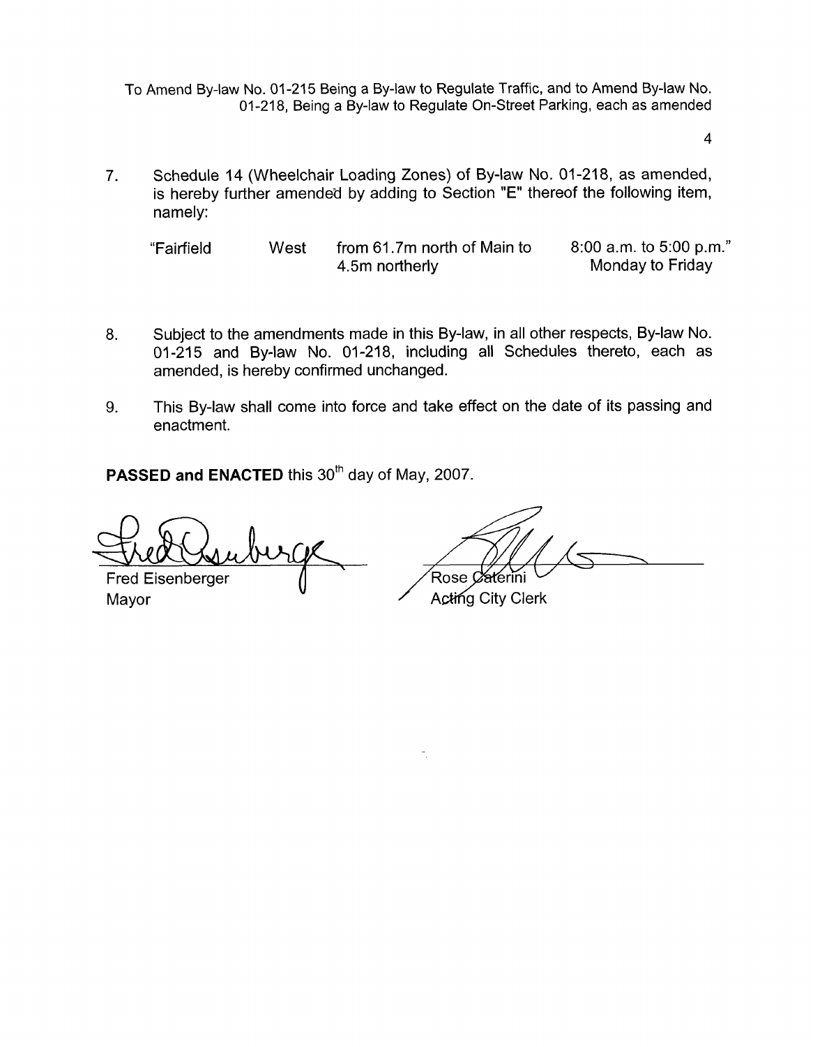7. Schedule 14 (Wheelchair Loading Zones) of By-law No. 01-218, as amended, is hereby further amended by adding to Section "E" thereof the following item, namely:

| | | | |
|---|---|---|---|
| "Fairfield | West | from 61.7m north of Main to 4.5m northerly | 8:00 a.m. to 5:00 p.m." Monday to Friday |

8. Subject to the amendments made in this By-law, in all other respects, By-law No. 01-215 and By-law No. 01-218, including all Schedules thereto, each as amended, is hereby confirmed unchanged.

9. This By-law shall come into force and take effect on the date of its passing and enactment.

**PASSED and ENACTED** this 30th day of May, 2007.

Fred Eisenberger
Mayor

Rose Caterini
Acting City Clerk